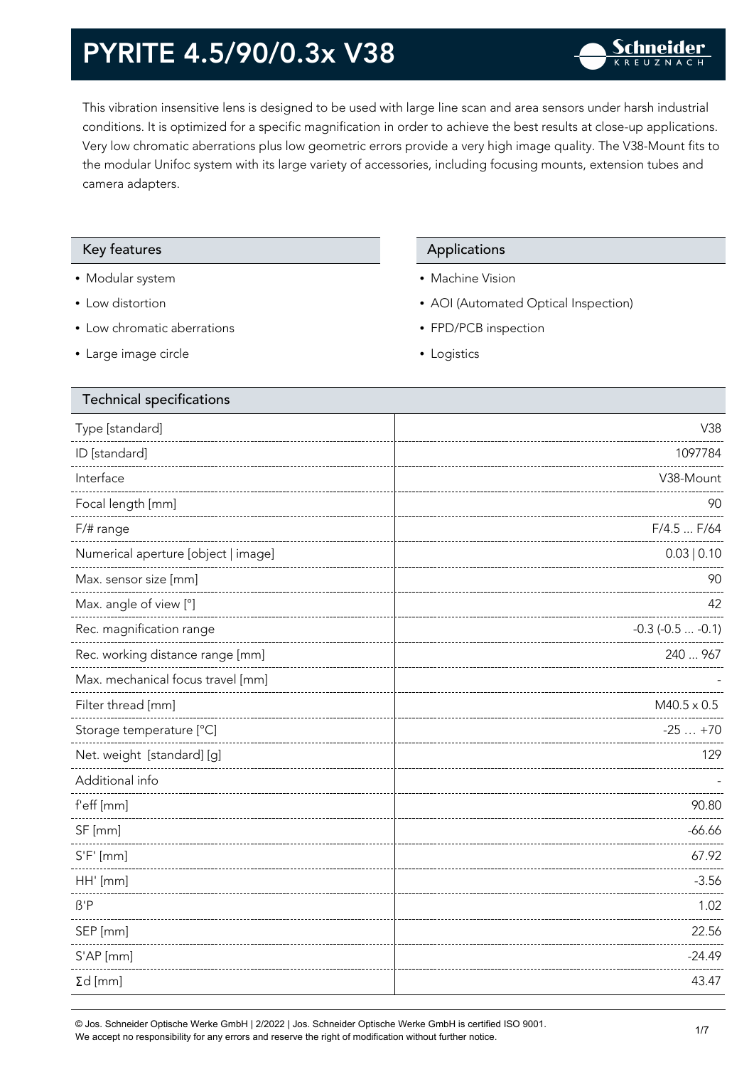# PYRITE 4.5/90/0.3x V38

Schneider KREUZNACH

This vibration insensitive lens is designed to be used with large line scan and area sensors under harsh industrial conditions. It is optimized for a specific magnification in order to achieve the best results at close-up applications. Very low chromatic aberrations plus low geometric errors provide a very high image quality. The V38-Mount fits to the modular Unifoc system with its large variety of accessories, including focusing mounts, extension tubes and camera adapters.

## Key features

- Modular system
- Low distortion
- Low chromatic aberrations
- Large image circle

## Applications

- Machine Vision
- AOI (Automated Optical Inspection)
- FPD/PCB inspection
- Logistics

## Technical specifications

| Parameter | Value |
| --- | --- |
| Type [standard] | V38 |
| ID [standard] | 1097784 |
| Interface | V38-Mount |
| Focal length [mm] | 90 |
| F/# range | F/4.5 ... F/64 |
| Numerical aperture [object \| image] | 0.03 \| 0.10 |
| Max. sensor size [mm] | 90 |
| Max. angle of view [°] | 42 |
| Rec. magnification range | -0.3 (-0.5 ... -0.1) |
| Rec. working distance range [mm] | 240 ... 967 |
| Max. mechanical focus travel [mm] | - |
| Filter thread [mm] | M40.5 x 0.5 |
| Storage temperature [°C] | -25 … +70 |
| Net. weight [standard] [g] | 129 |
| Additional info | - |
| f'eff [mm] | 90.80 |
| SF [mm] | -66.66 |
| S'F' [mm] | 67.92 |
| HH' [mm] | -3.56 |
| ß'P | 1.02 |
| SEP [mm] | 22.56 |
| S'AP [mm] | -24.49 |
| Σd [mm] | 43.47 |

© Jos. Schneider Optische Werke GmbH | 2/2022 | Jos. Schneider Optische Werke GmbH is certified ISO 9001.
We accept no responsibility for any errors and reserve the right of modification without further notice.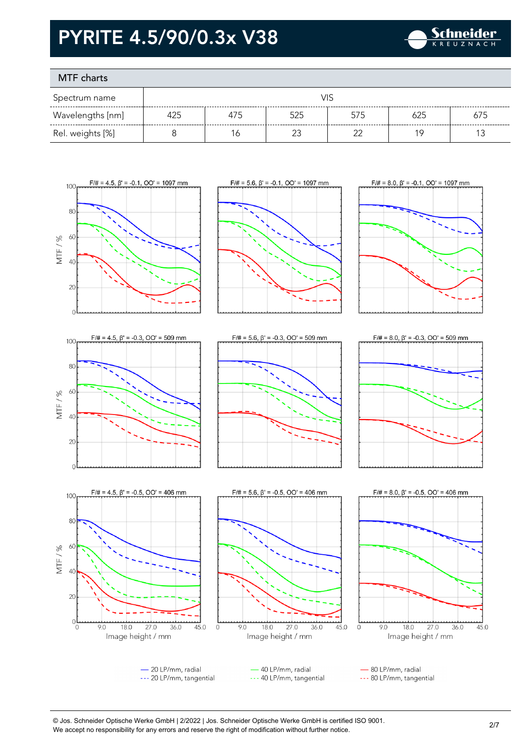# PYRITE 4.5/90/0.3x V38

## MTF charts

| Spectrum name | VIS | | | | | |
|---|---|---|---|---|---|---|
| Wavelengths [nm] | 425 | 475 | 525 | 575 | 625 | 675 |
| Rel. weights [%] | 8 | 16 | 23 | 22 | 19 | 13 |

F/# = 4.5, β' = -0.1, OO' = 1097 mm

F/# = 5.6, β' = -0.1, OO' = 1097 mm

F/# = 8.0, β' = -0.1, OO' = 1097 mm

F/# = 4.5, β' = -0.3, OO' = 509 mm

F/# = 5.6, β' = -0.3, OO' = 509 mm

F/# = 8.0, β' = -0.3, OO' = 509 mm

F/# = 4.5, β' = -0.5, OO' = 406 mm

F/# = 5.6, β' = -0.5, OO' = 406 mm

F/# = 8.0, β' = -0.5, OO' = 406 mm

MTF / %

Image height / mm

— 20 LP/mm, radial
--- 20 LP/mm, tangential
— 40 LP/mm, radial
--- 40 LP/mm, tangential
— 80 LP/mm, radial
--- 80 LP/mm, tangential

© Jos. Schneider Optische Werke GmbH | 2/2022 | Jos. Schneider Optische Werke GmbH is certified ISO 9001.
We accept no responsibility for any errors and reserve the right of modification without further notice.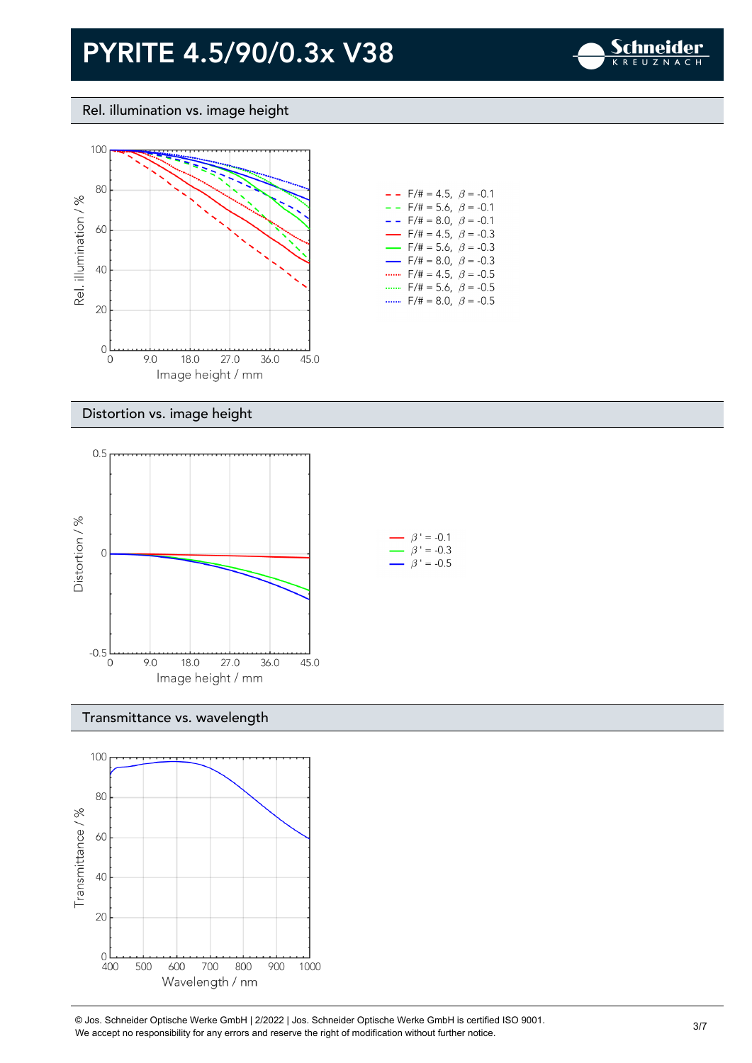# PYRITE 4.5/90/0.3x V38

## Rel. illumination vs. image height

Rel. illumination / %

Image height / mm

- F/# = 4.5, $\beta$ = -0.1
- F/# = 5.6, $\beta$ = -0.1
- F/# = 8.0, $\beta$ = -0.1
- F/# = 4.5, $\beta$ = -0.3
- F/# = 5.6, $\beta$ = -0.3
- F/# = 8.0, $\beta$ = -0.3
- F/# = 4.5, $\beta$ = -0.5
- F/# = 5.6, $\beta$ = -0.5
- F/# = 8.0, $\beta$ = -0.5

## Distortion vs. image height

Distortion / %

Image height / mm

- $\beta'$ = -0.1
- $\beta'$ = -0.3
- $\beta'$ = -0.5

## Transmittance vs. wavelength

Transmittance / %

Wavelength / nm

© Jos. Schneider Optische Werke GmbH | 2/2022 | Jos. Schneider Optische Werke GmbH is certified ISO 9001.
We accept no responsibility for any errors and reserve the right of modification without further notice.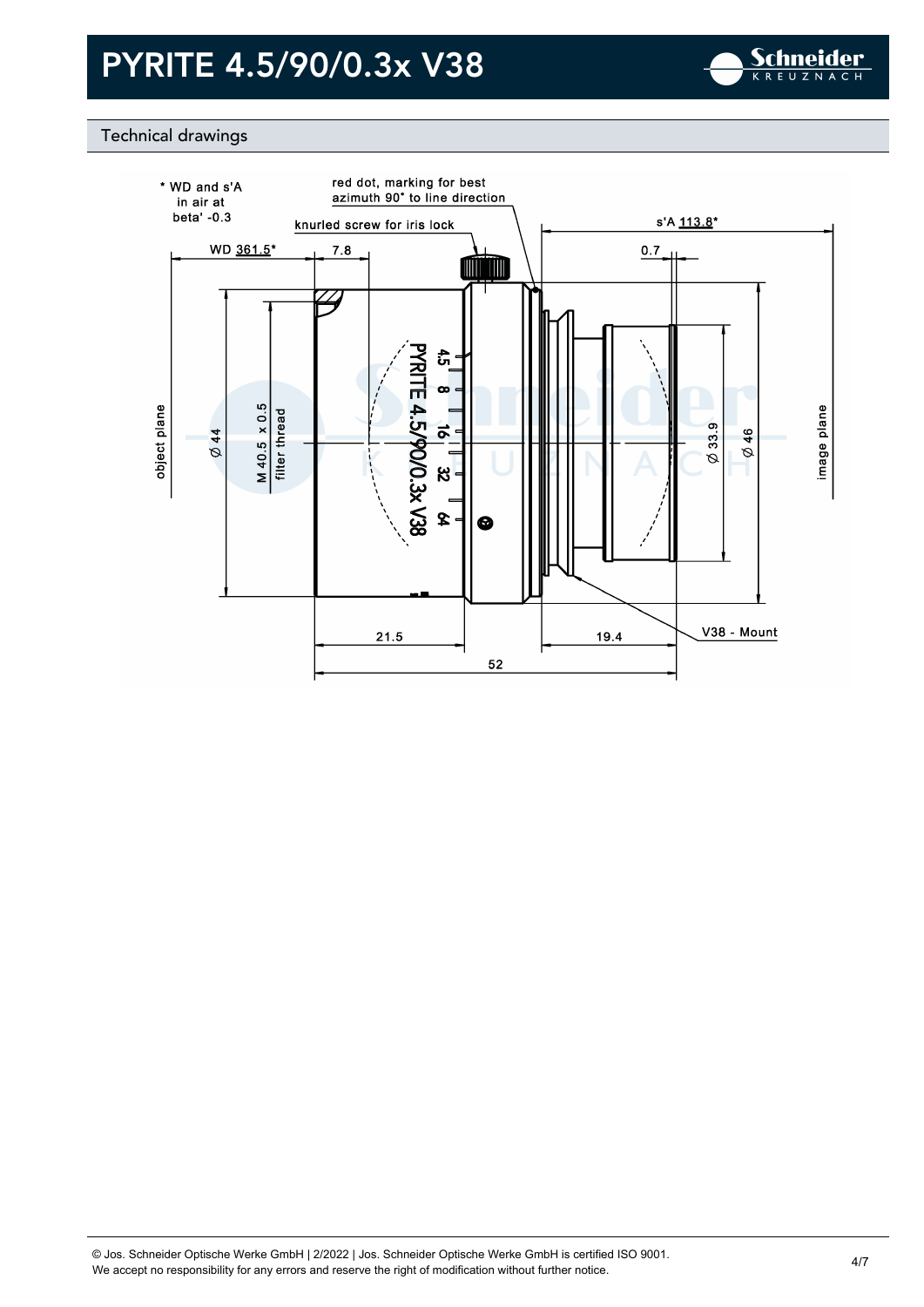# PYRITE 4.5/90/0.3x V38

## Technical drawings

\* WD and s'A in air at beta' -0.3

red dot, marking for best azimuth 90° to line direction

knurled screw for iris lock

WD 361.5*

7.8

s'A 113.8*

0.7

object plane

Ø 44

M 40.5 x 0.5 filter thread

4.5 8 16 32 64

PYRITE 4.5/90/0.3x V38

Ø 33.9

Ø 46

image plane

21.5

19.4

V38 - Mount

52

© Jos. Schneider Optische Werke GmbH | 2/2022 | Jos. Schneider Optische Werke GmbH is certified ISO 9001.
We accept no responsibility for any errors and reserve the right of modification without further notice.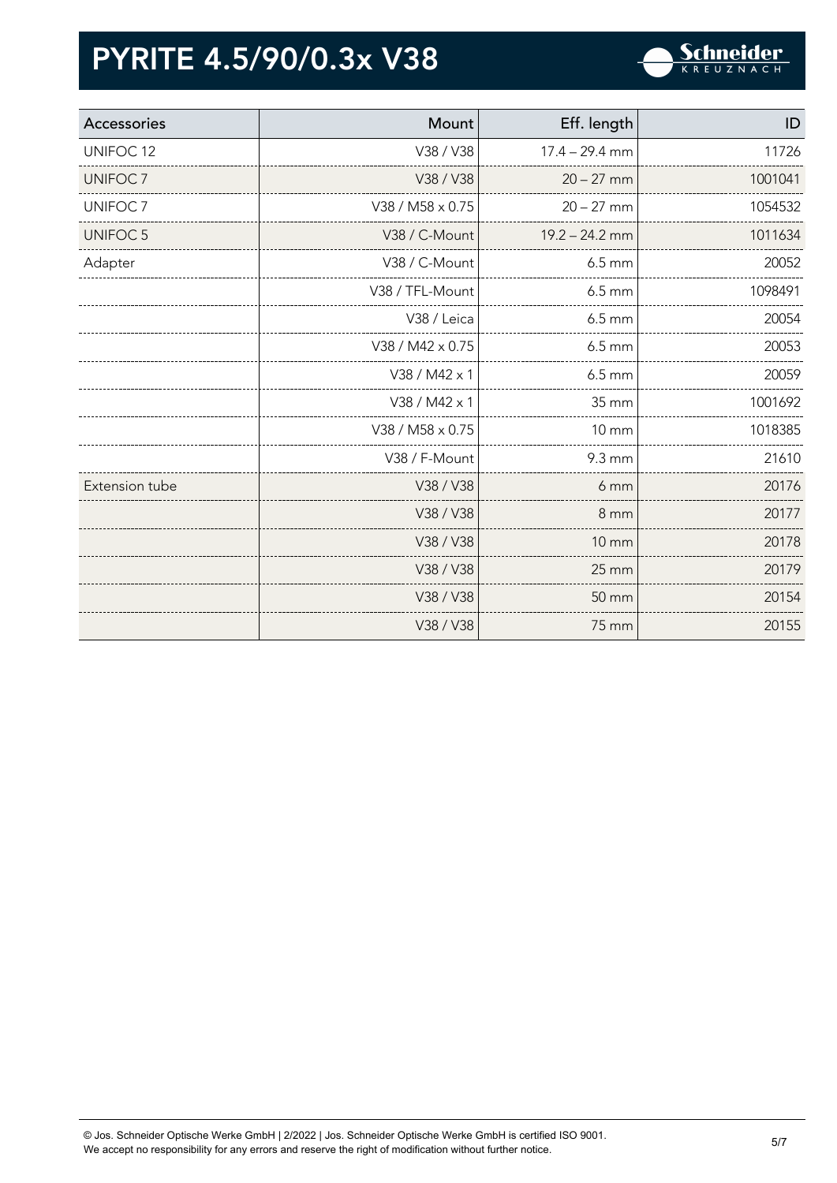# PYRITE 4.5/90/0.3x V38

| Accessories | Mount | Eff. length | ID |
|---|---|---|---|
| UNIFOC 12 | V38 / V38 | 17.4 – 29.4 mm | 11726 |
| UNIFOC 7 | V38 / V38 | 20 – 27 mm | 1001041 |
| UNIFOC 7 | V38 / M58 x 0.75 | 20 – 27 mm | 1054532 |
| UNIFOC 5 | V38 / C-Mount | 19.2 – 24.2 mm | 1011634 |
| Adapter | V38 / C-Mount | 6.5 mm | 20052 |
| | V38 / TFL-Mount | 6.5 mm | 1098491 |
| | V38 / Leica | 6.5 mm | 20054 |
| | V38 / M42 x 0.75 | 6.5 mm | 20053 |
| | V38 / M42 x 1 | 6.5 mm | 20059 |
| | V38 / M42 x 1 | 35 mm | 1001692 |
| | V38 / M58 x 0.75 | 10 mm | 1018385 |
| | V38 / F-Mount | 9.3 mm | 21610 |
| Extension tube | V38 / V38 | 6 mm | 20176 |
| | V38 / V38 | 8 mm | 20177 |
| | V38 / V38 | 10 mm | 20178 |
| | V38 / V38 | 25 mm | 20179 |
| | V38 / V38 | 50 mm | 20154 |
| | V38 / V38 | 75 mm | 20155 |

© Jos. Schneider Optische Werke GmbH | 2/2022 | Jos. Schneider Optische Werke GmbH is certified ISO 9001.
We accept no responsibility for any errors and reserve the right of modification without further notice.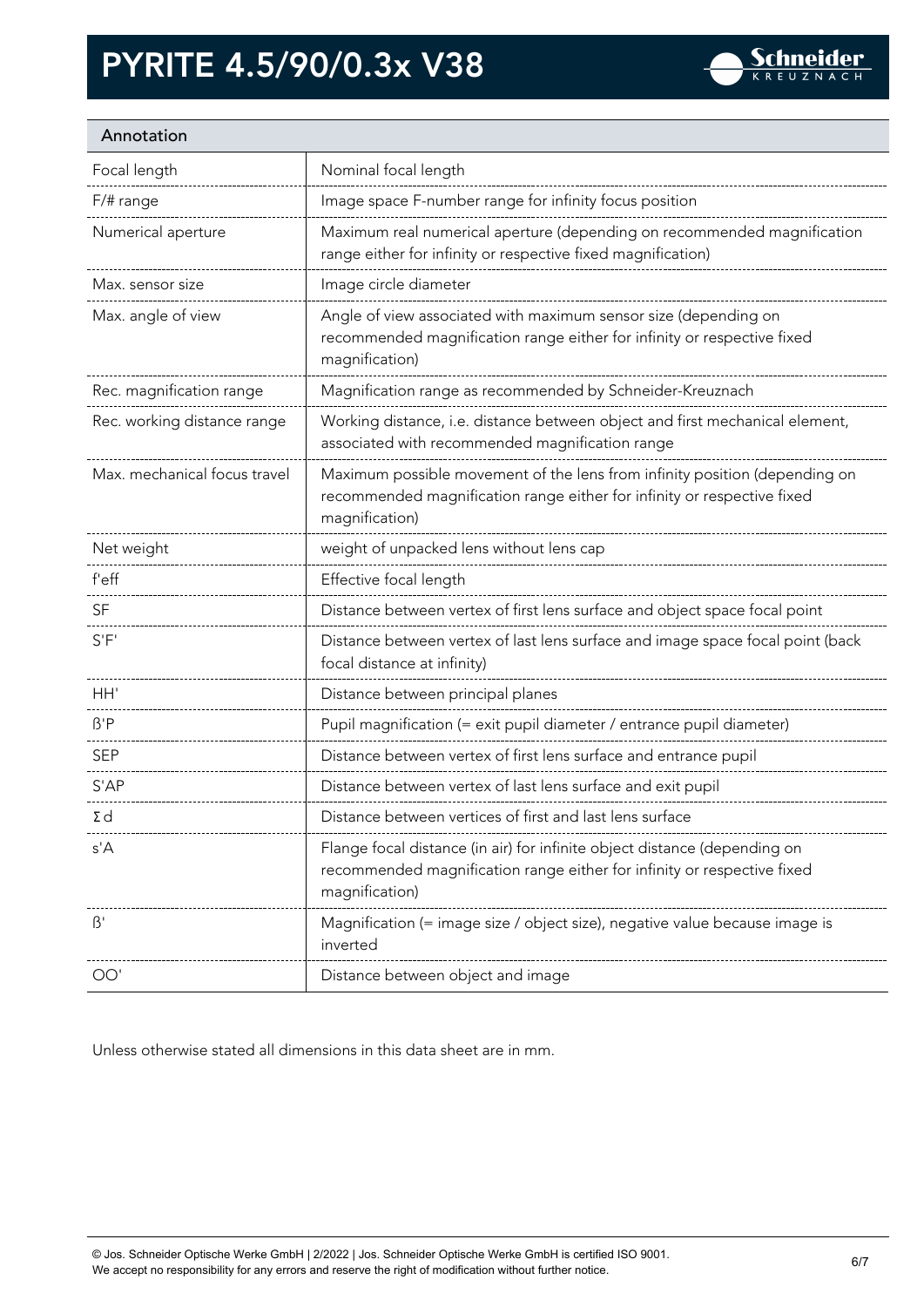# PYRITE 4.5/90/0.3x V38

| Annotation | |
|---|---|
| Focal length | Nominal focal length |
| F/# range | Image space F-number range for infinity focus position |
| Numerical aperture | Maximum real numerical aperture (depending on recommended magnification range either for infinity or respective fixed magnification) |
| Max. sensor size | Image circle diameter |
| Max. angle of view | Angle of view associated with maximum sensor size (depending on recommended magnification range either for infinity or respective fixed magnification) |
| Rec. magnification range | Magnification range as recommended by Schneider-Kreuznach |
| Rec. working distance range | Working distance, i.e. distance between object and first mechanical element, associated with recommended magnification range |
| Max. mechanical focus travel | Maximum possible movement of the lens from infinity position (depending on recommended magnification range either for infinity or respective fixed magnification) |
| Net weight | weight of unpacked lens without lens cap |
| f'eff | Effective focal length |
| SF | Distance between vertex of first lens surface and object space focal point |
| S'F' | Distance between vertex of last lens surface and image space focal point (back focal distance at infinity) |
| HH' | Distance between principal planes |
| ß'P | Pupil magnification (= exit pupil diameter / entrance pupil diameter) |
| SEP | Distance between vertex of first lens surface and entrance pupil |
| S'AP | Distance between vertex of last lens surface and exit pupil |
| Σ d | Distance between vertices of first and last lens surface |
| s'A | Flange focal distance (in air) for infinite object distance (depending on recommended magnification range either for infinity or respective fixed magnification) |
| ß' | Magnification (= image size / object size), negative value because image is inverted |
| OO' | Distance between object and image |

Unless otherwise stated all dimensions in this data sheet are in mm.

© Jos. Schneider Optische Werke GmbH | 2/2022 | Jos. Schneider Optische Werke GmbH is certified ISO 9001.
We accept no responsibility for any errors and reserve the right of modification without further notice.